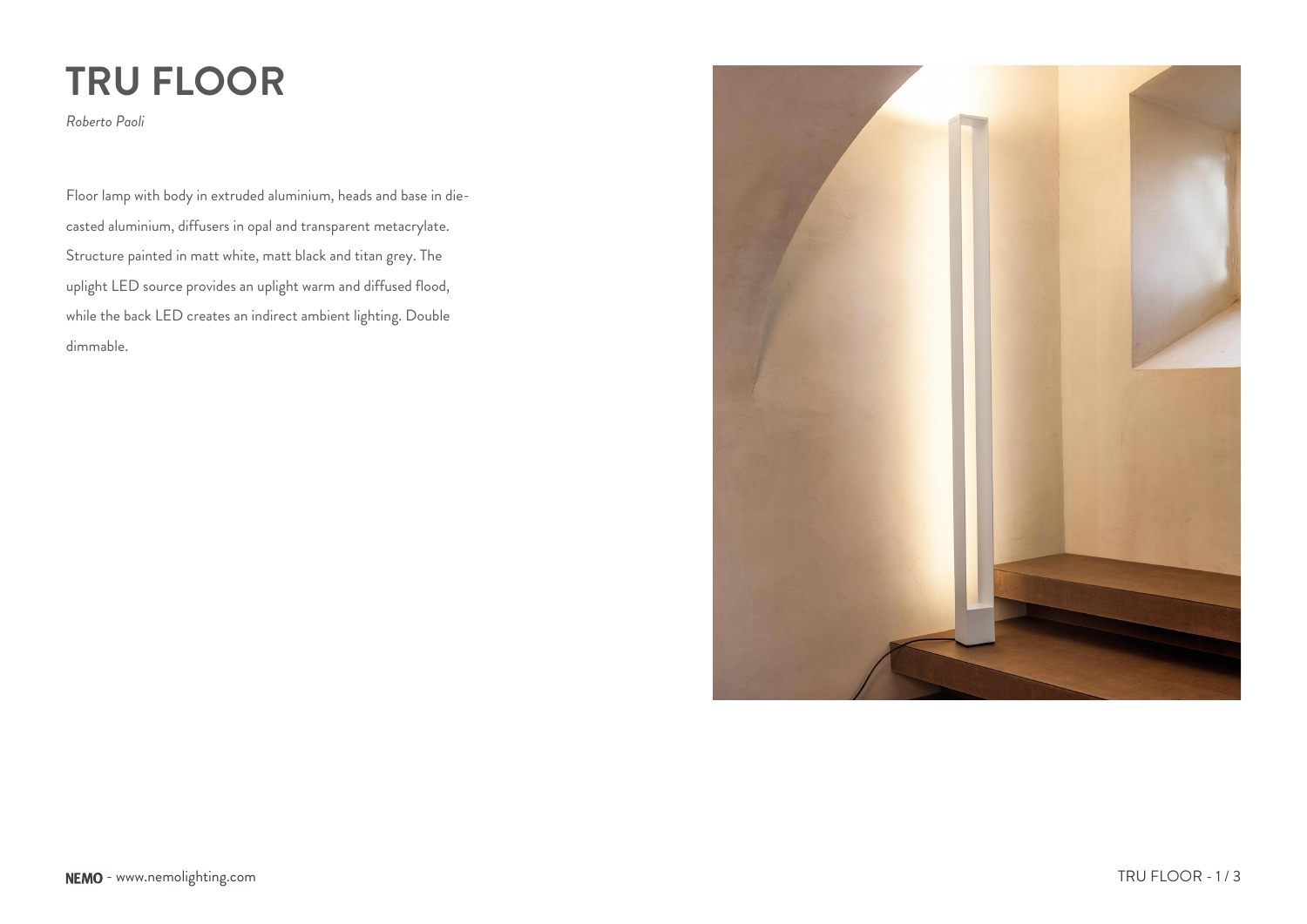# TRU FLOOR

*Roberto Paoli*

Floor lamp with body in extruded aluminium, heads and base in die-casted aluminium, diffusers in opal and transparent metacrylate. Structure painted in matt white, matt black and titan grey. The uplight LED source provides an uplight warm and diffused flood, while the back LED creates an indirect ambient lighting. Double dimmable.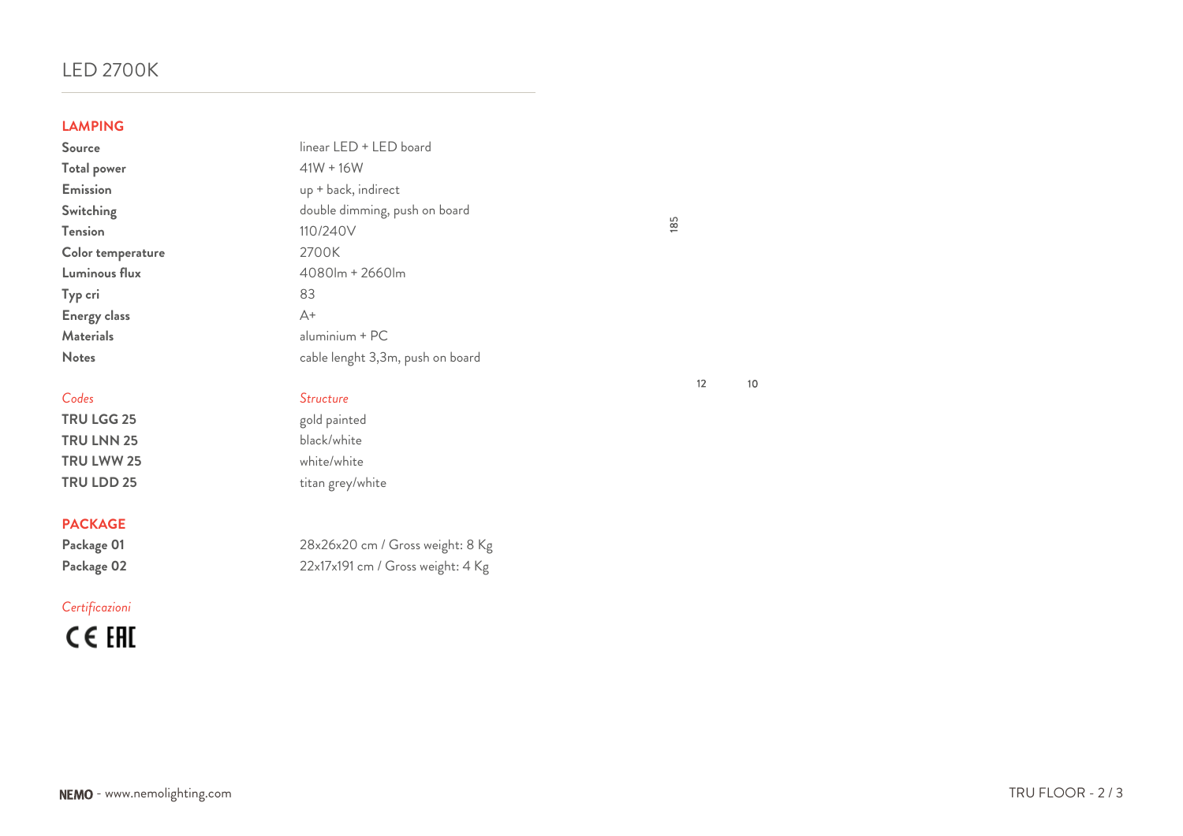# LED 2700K

## LAMPING

| | |
|---|---|
| **Source** | linear LED + LED board |
| **Total power** | 41W + 16W |
| **Emission** | up + back, indirect |
| **Switching** | double dimming, push on board |
| **Tension** | 110/240V |
| **Color temperature** | 2700K |
| **Luminous flux** | 4080lm + 2660lm |
| **Typ cri** | 83 |
| **Energy class** | A+ |
| **Materials** | aluminium + PC |
| **Notes** | cable lenght 3,3m, push on board |

| *Codes* | *Structure* |
|---|---|
| **TRU LGG 25** | gold painted |
| **TRU LNN 25** | black/white |
| **TRU LWW 25** | white/white |
| **TRU LDD 25** | titan grey/white |

## PACKAGE

| | |
|---|---|
| **Package 01** | 28x26x20 cm / Gross weight: 8 Kg |
| **Package 02** | 22x17x191 cm / Gross weight: 4 Kg |

*Certificazioni*

CE EAC

185

12 10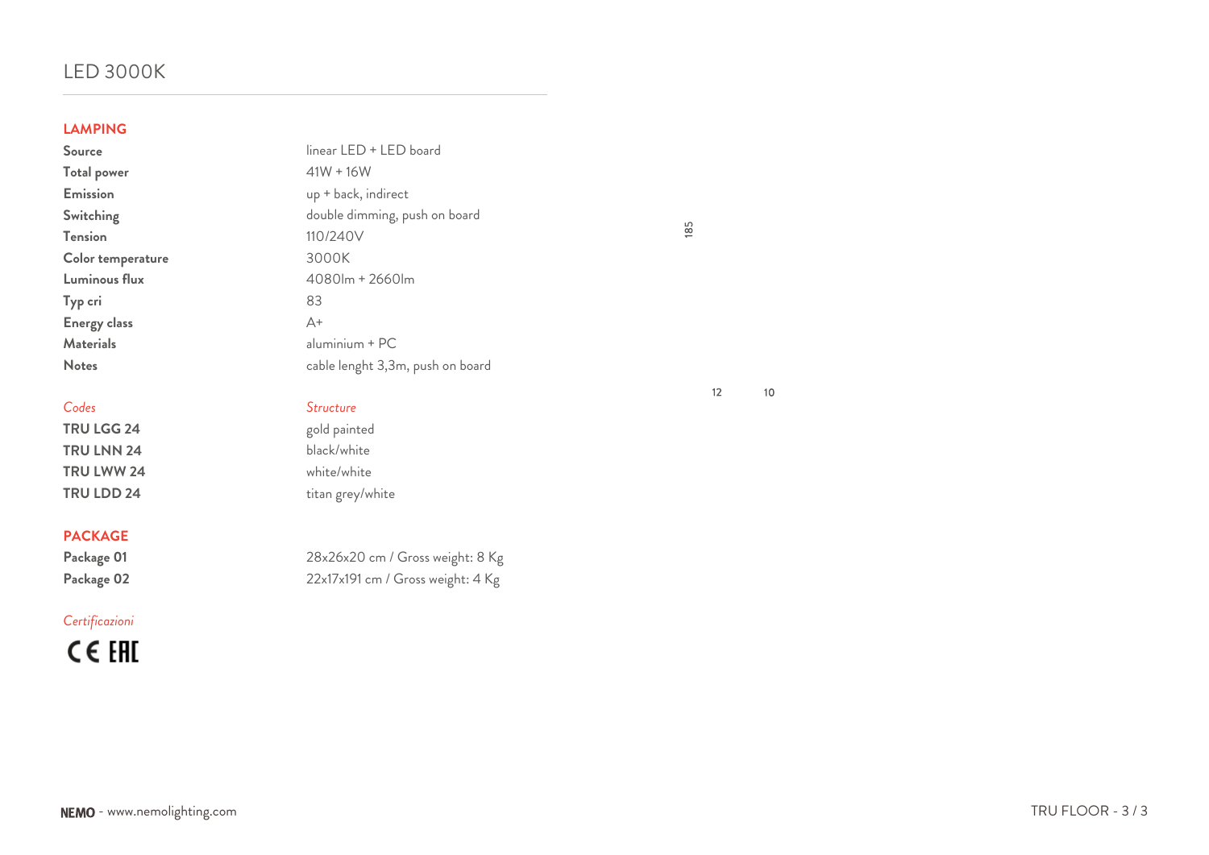# LED 3000K

## LAMPING

| | |
|---|---|
| **Source** | linear LED + LED board |
| **Total power** | 41W + 16W |
| **Emission** | up + back, indirect |
| **Switching** | double dimming, push on board |
| **Tension** | 110/240V |
| **Color temperature** | 3000K |
| **Luminous flux** | 4080lm + 2660lm |
| **Typ cri** | 83 |
| **Energy class** | A+ |
| **Materials** | aluminium + PC |
| **Notes** | cable lenght 3,3m, push on board |

| *Codes* | *Structure* |
|---|---|
| **TRU LGG 24** | gold painted |
| **TRU LNN 24** | black/white |
| **TRU LWW 24** | white/white |
| **TRU LDD 24** | titan grey/white |

185

12

10

## PACKAGE

| | |
|---|---|
| **Package 01** | 28x26x20 cm / Gross weight: 8 Kg |
| **Package 02** | 22x17x191 cm / Gross weight: 4 Kg |

*Certificazioni*

CE EAC

**NEMO** - www.nemolighting.com